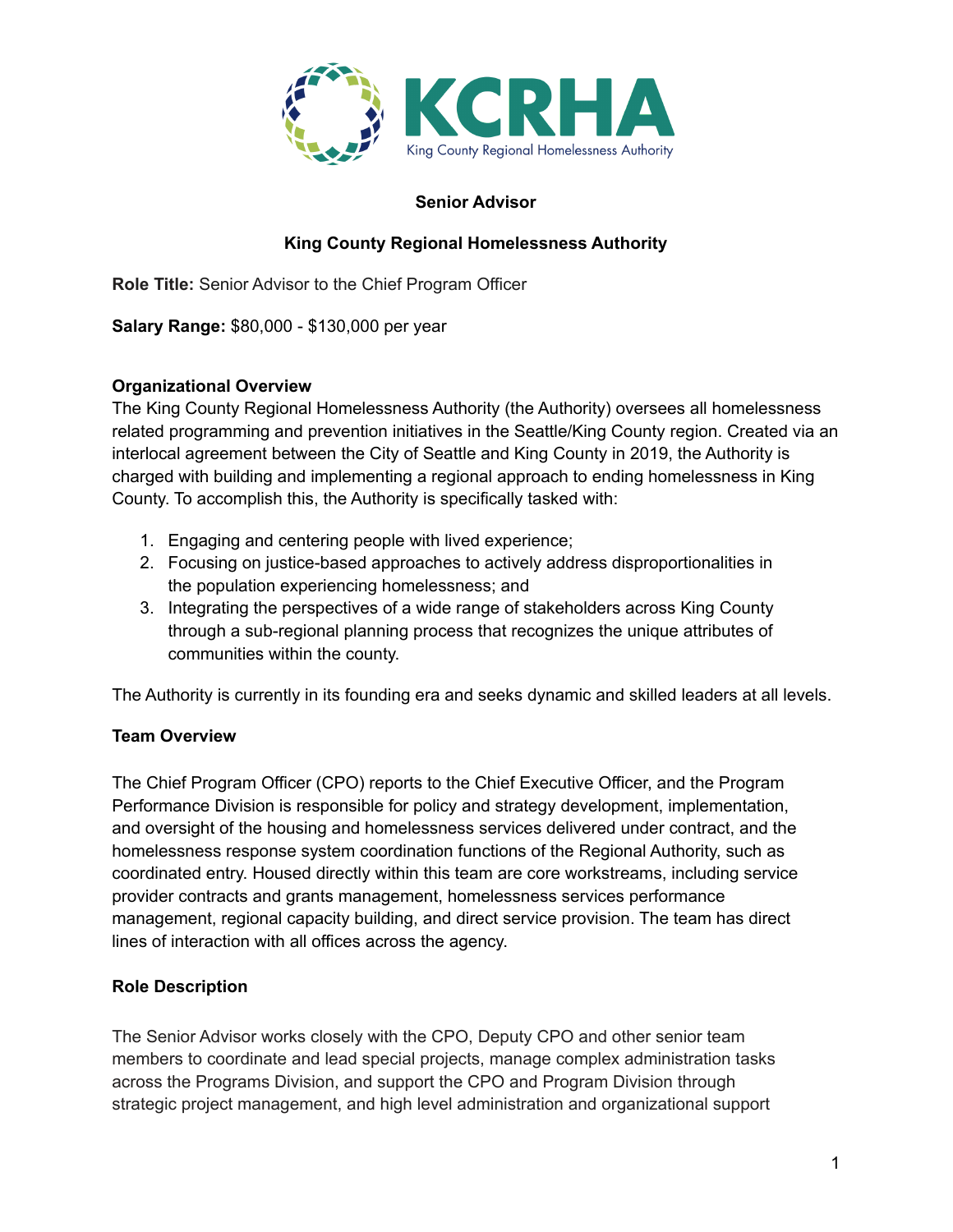KCRHA

King County Regional Homelessness Authority

# Senior Advisor

## King County Regional Homelessness Authority

**Role Title:** Senior Advisor to the Chief Program Officer

**Salary Range:** $80,000 - $130,000 per year

### Organizational Overview

The King County Regional Homelessness Authority (the Authority) oversees all homelessness related programming and prevention initiatives in the Seattle/King County region. Created via an interlocal agreement between the City of Seattle and King County in 2019, the Authority is charged with building and implementing a regional approach to ending homelessness in King County. To accomplish this, the Authority is specifically tasked with:

1. Engaging and centering people with lived experience;
2. Focusing on justice-based approaches to actively address disproportionalities in the population experiencing homelessness; and
3. Integrating the perspectives of a wide range of stakeholders across King County through a sub-regional planning process that recognizes the unique attributes of communities within the county.

The Authority is currently in its founding era and seeks dynamic and skilled leaders at all levels.

### Team Overview

The Chief Program Officer (CPO) reports to the Chief Executive Officer, and the Program Performance Division is responsible for policy and strategy development, implementation, and oversight of the housing and homelessness services delivered under contract, and the homelessness response system coordination functions of the Regional Authority, such as coordinated entry. Housed directly within this team are core workstreams, including service provider contracts and grants management, homelessness services performance management, regional capacity building, and direct service provision. The team has direct lines of interaction with all offices across the agency.

### Role Description

The Senior Advisor works closely with the CPO, Deputy CPO and other senior team members to coordinate and lead special projects, manage complex administration tasks across the Programs Division, and support the CPO and Program Division through strategic project management, and high level administration and organizational support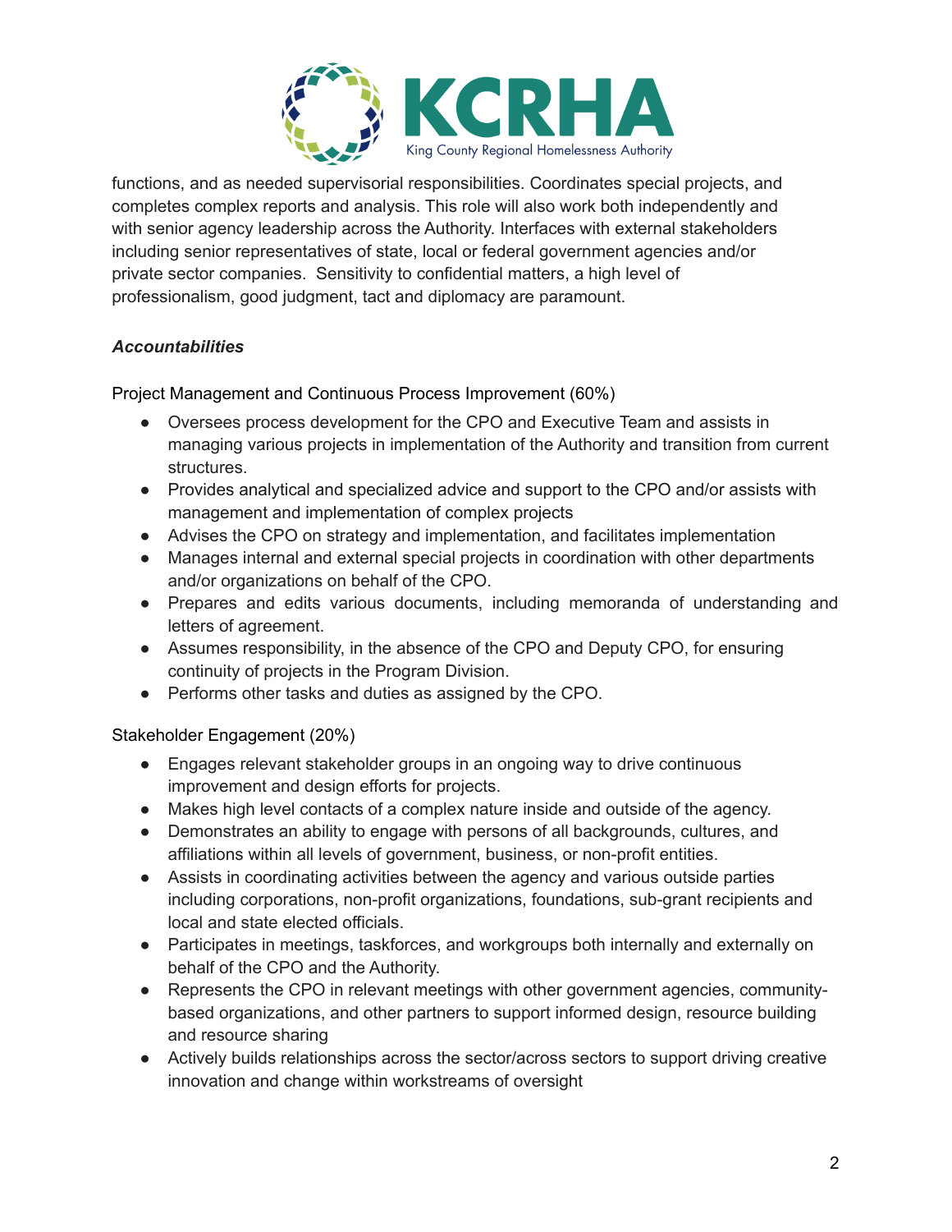functions, and as needed supervisorial responsibilities. Coordinates special projects, and completes complex reports and analysis. This role will also work both independently and with senior agency leadership across the Authority. Interfaces with external stakeholders including senior representatives of state, local or federal government agencies and/or private sector companies. Sensitivity to confidential matters, a high level of professionalism, good judgment, tact and diplomacy are paramount.

***Accountabilities***

Project Management and Continuous Process Improvement (60%)

- Oversees process development for the CPO and Executive Team and assists in managing various projects in implementation of the Authority and transition from current structures.
- Provides analytical and specialized advice and support to the CPO and/or assists with management and implementation of complex projects
- Advises the CPO on strategy and implementation, and facilitates implementation
- Manages internal and external special projects in coordination with other departments and/or organizations on behalf of the CPO.
- Prepares and edits various documents, including memoranda of understanding and letters of agreement.
- Assumes responsibility, in the absence of the CPO and Deputy CPO, for ensuring continuity of projects in the Program Division.
- Performs other tasks and duties as assigned by the CPO.

Stakeholder Engagement (20%)

- Engages relevant stakeholder groups in an ongoing way to drive continuous improvement and design efforts for projects.
- Makes high level contacts of a complex nature inside and outside of the agency.
- Demonstrates an ability to engage with persons of all backgrounds, cultures, and affiliations within all levels of government, business, or non-profit entities.
- Assists in coordinating activities between the agency and various outside parties including corporations, non-profit organizations, foundations, sub-grant recipients and local and state elected officials.
- Participates in meetings, taskforces, and workgroups both internally and externally on behalf of the CPO and the Authority.
- Represents the CPO in relevant meetings with other government agencies, community-based organizations, and other partners to support informed design, resource building and resource sharing
- Actively builds relationships across the sector/across sectors to support driving creative innovation and change within workstreams of oversight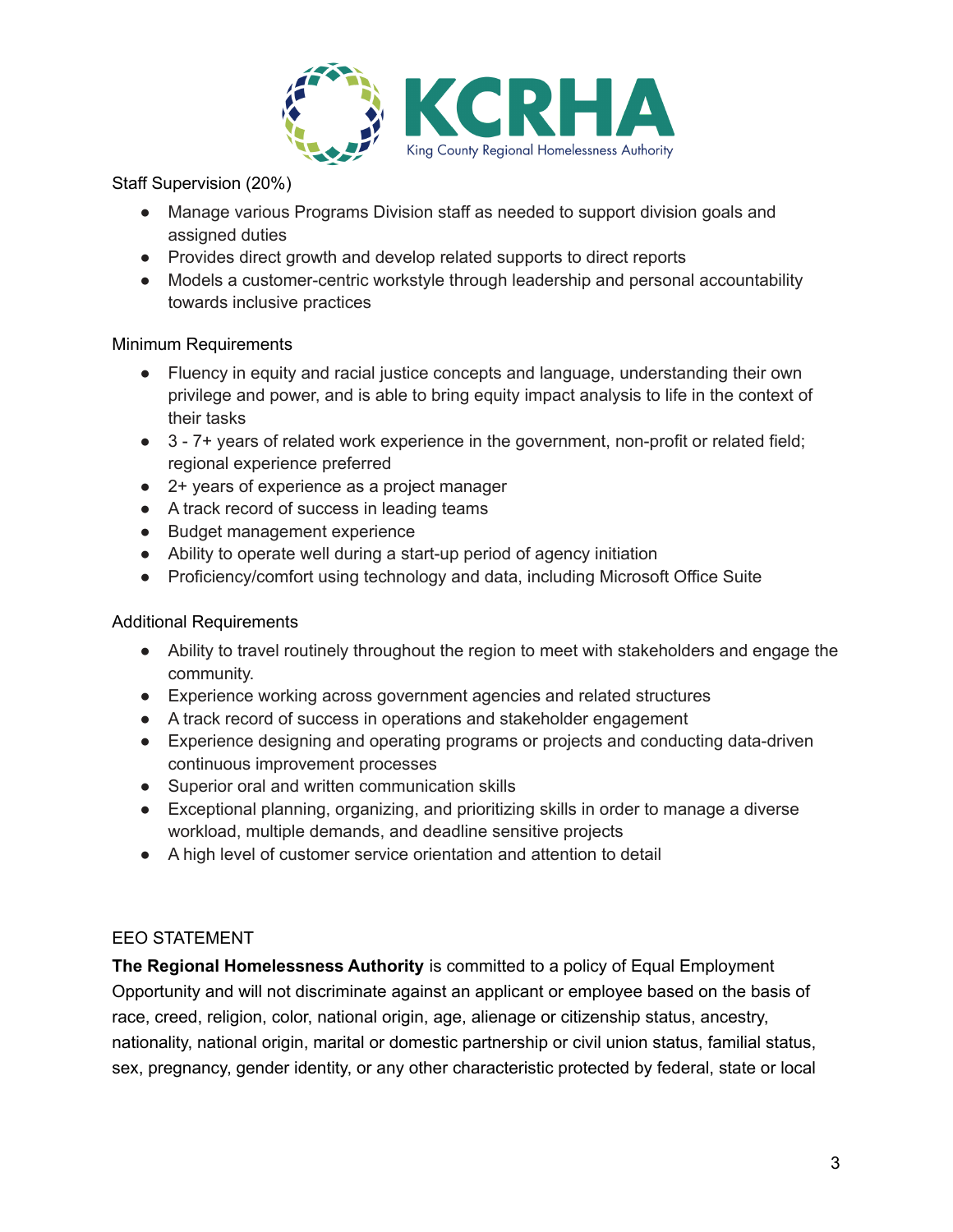Staff Supervision (20%)

- Manage various Programs Division staff as needed to support division goals and assigned duties
- Provides direct growth and develop related supports to direct reports
- Models a customer-centric workstyle through leadership and personal accountability towards inclusive practices

Minimum Requirements

- Fluency in equity and racial justice concepts and language, understanding their own privilege and power, and is able to bring equity impact analysis to life in the context of their tasks
- 3 - 7+ years of related work experience in the government, non-profit or related field; regional experience preferred
- 2+ years of experience as a project manager
- A track record of success in leading teams
- Budget management experience
- Ability to operate well during a start-up period of agency initiation
- Proficiency/comfort using technology and data, including Microsoft Office Suite

Additional Requirements

- Ability to travel routinely throughout the region to meet with stakeholders and engage the community.
- Experience working across government agencies and related structures
- A track record of success in operations and stakeholder engagement
- Experience designing and operating programs or projects and conducting data-driven continuous improvement processes
- Superior oral and written communication skills
- Exceptional planning, organizing, and prioritizing skills in order to manage a diverse workload, multiple demands, and deadline sensitive projects
- A high level of customer service orientation and attention to detail

EEO STATEMENT

**The Regional Homelessness Authority** is committed to a policy of Equal Employment Opportunity and will not discriminate against an applicant or employee based on the basis of race, creed, religion, color, national origin, age, alienage or citizenship status, ancestry, nationality, national origin, marital or domestic partnership or civil union status, familial status, sex, pregnancy, gender identity, or any other characteristic protected by federal, state or local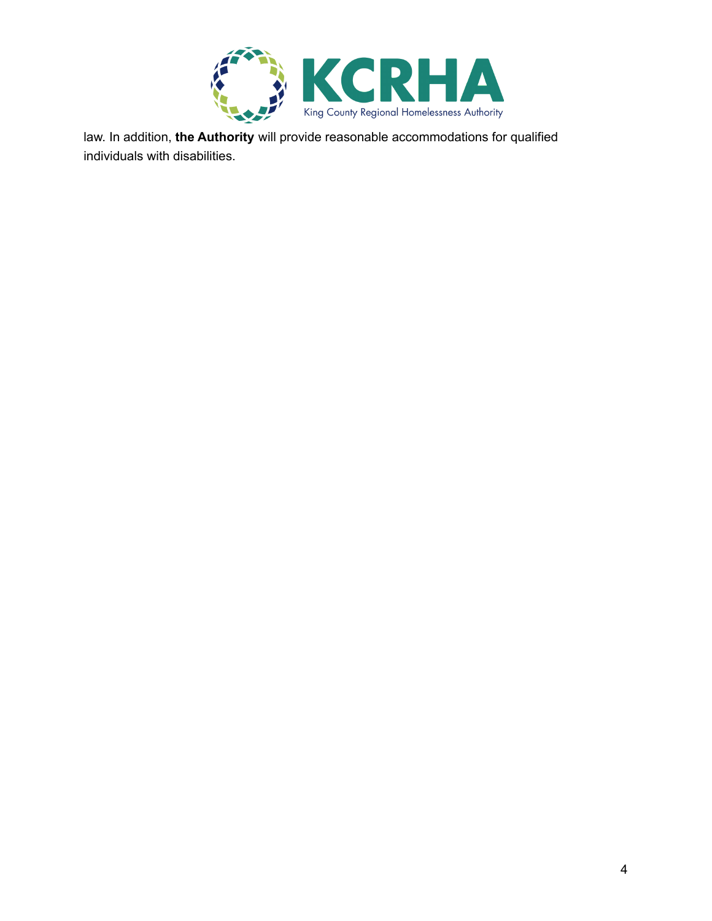law. In addition, **the Authority** will provide reasonable accommodations for qualified individuals with disabilities.